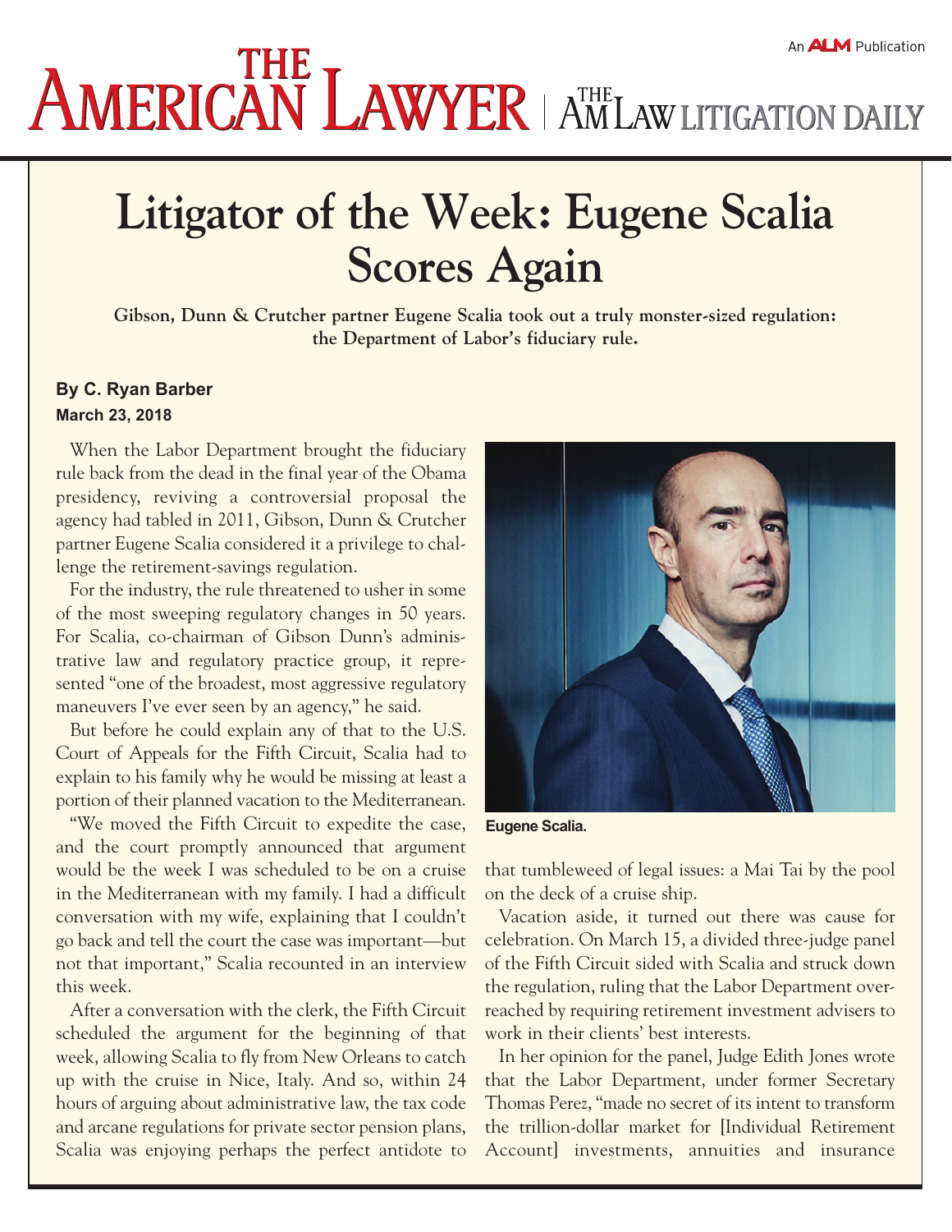An ALM Publication

# THE AMERICAN LAWYER | THE AMLAW LITIGATION DAILY

# Litigator of the Week: Eugene Scalia Scores Again

**Gibson, Dunn & Crutcher partner Eugene Scalia took out a truly monster-sized regulation: the Department of Labor's fiduciary rule.**

**By C. Ryan Barber**
**March 23, 2018**

When the Labor Department brought the fiduciary rule back from the dead in the final year of the Obama presidency, reviving a controversial proposal the agency had tabled in 2011, Gibson, Dunn & Crutcher partner Eugene Scalia considered it a privilege to challenge the retirement-savings regulation.

For the industry, the rule threatened to usher in some of the most sweeping regulatory changes in 50 years. For Scalia, co-chairman of Gibson Dunn's administrative law and regulatory practice group, it represented "one of the broadest, most aggressive regulatory maneuvers I've ever seen by an agency," he said.

But before he could explain any of that to the U.S. Court of Appeals for the Fifth Circuit, Scalia had to explain to his family why he would be missing at least a portion of their planned vacation to the Mediterranean.

"We moved the Fifth Circuit to expedite the case, and the court promptly announced that argument would be the week I was scheduled to be on a cruise in the Mediterranean with my family. I had a difficult conversation with my wife, explaining that I couldn't go back and tell the court the case was important—but not that important," Scalia recounted in an interview this week.

After a conversation with the clerk, the Fifth Circuit scheduled the argument for the beginning of that week, allowing Scalia to fly from New Orleans to catch up with the cruise in Nice, Italy. And so, within 24 hours of arguing about administrative law, the tax code and arcane regulations for private sector pension plans, Scalia was enjoying perhaps the perfect antidote to that tumbleweed of legal issues: a Mai Tai by the pool on the deck of a cruise ship.

Eugene Scalia.

Vacation aside, it turned out there was cause for celebration. On March 15, a divided three-judge panel of the Fifth Circuit sided with Scalia and struck down the regulation, ruling that the Labor Department overreached by requiring retirement investment advisers to work in their clients' best interests.

In her opinion for the panel, Judge Edith Jones wrote that the Labor Department, under former Secretary Thomas Perez, "made no secret of its intent to transform the trillion-dollar market for [Individual Retirement Account] investments, annuities and insurance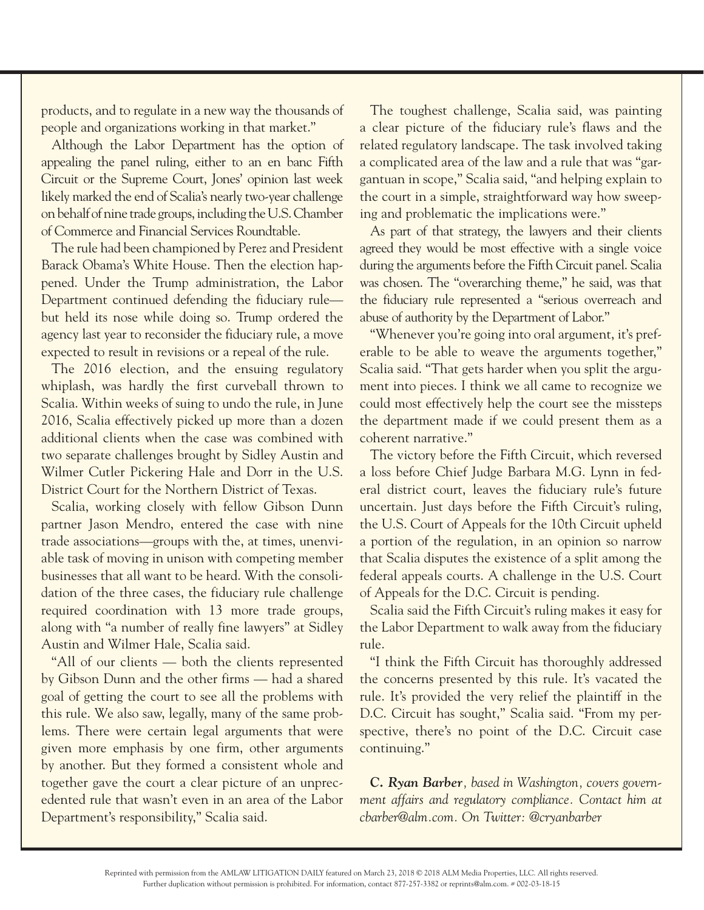products, and to regulate in a new way the thousands of people and organizations working in that market."

Although the Labor Department has the option of appealing the panel ruling, either to an en banc Fifth Circuit or the Supreme Court, Jones' opinion last week likely marked the end of Scalia's nearly two-year challenge on behalf of nine trade groups, including the U.S. Chamber of Commerce and Financial Services Roundtable.

The rule had been championed by Perez and President Barack Obama's White House. Then the election happened. Under the Trump administration, the Labor Department continued defending the fiduciary rule—but held its nose while doing so. Trump ordered the agency last year to reconsider the fiduciary rule, a move expected to result in revisions or a repeal of the rule.

The 2016 election, and the ensuing regulatory whiplash, was hardly the first curveball thrown to Scalia. Within weeks of suing to undo the rule, in June 2016, Scalia effectively picked up more than a dozen additional clients when the case was combined with two separate challenges brought by Sidley Austin and Wilmer Cutler Pickering Hale and Dorr in the U.S. District Court for the Northern District of Texas.

Scalia, working closely with fellow Gibson Dunn partner Jason Mendro, entered the case with nine trade associations—groups with the, at times, unenviable task of moving in unison with competing member businesses that all want to be heard. With the consolidation of the three cases, the fiduciary rule challenge required coordination with 13 more trade groups, along with "a number of really fine lawyers" at Sidley Austin and Wilmer Hale, Scalia said.

"All of our clients — both the clients represented by Gibson Dunn and the other firms — had a shared goal of getting the court to see all the problems with this rule. We also saw, legally, many of the same problems. There were certain legal arguments that were given more emphasis by one firm, other arguments by another. But they formed a consistent whole and together gave the court a clear picture of an unprecedented rule that wasn't even in an area of the Labor Department's responsibility," Scalia said.

The toughest challenge, Scalia said, was painting a clear picture of the fiduciary rule's flaws and the related regulatory landscape. The task involved taking a complicated area of the law and a rule that was "gargantuan in scope," Scalia said, "and helping explain to the court in a simple, straightforward way how sweeping and problematic the implications were."

As part of that strategy, the lawyers and their clients agreed they would be most effective with a single voice during the arguments before the Fifth Circuit panel. Scalia was chosen. The "overarching theme," he said, was that the fiduciary rule represented a "serious overreach and abuse of authority by the Department of Labor."

"Whenever you're going into oral argument, it's preferable to be able to weave the arguments together," Scalia said. "That gets harder when you split the argument into pieces. I think we all came to recognize we could most effectively help the court see the missteps the department made if we could present them as a coherent narrative."

The victory before the Fifth Circuit, which reversed a loss before Chief Judge Barbara M.G. Lynn in federal district court, leaves the fiduciary rule's future uncertain. Just days before the Fifth Circuit's ruling, the U.S. Court of Appeals for the 10th Circuit upheld a portion of the regulation, in an opinion so narrow that Scalia disputes the existence of a split among the federal appeals courts. A challenge in the U.S. Court of Appeals for the D.C. Circuit is pending.

Scalia said the Fifth Circuit's ruling makes it easy for the Labor Department to walk away from the fiduciary rule.

"I think the Fifth Circuit has thoroughly addressed the concerns presented by this rule. It's vacated the rule. It's provided the very relief the plaintiff in the D.C. Circuit has sought," Scalia said. "From my perspective, there's no point of the D.C. Circuit case continuing."

***C. Ryan Barber**, based in Washington, covers government affairs and regulatory compliance. Contact him at cbarber@alm.com. On Twitter: @cryanbarber*

Reprinted with permission from the AMLAW LITIGATION DAILY featured on March 23, 2018 © 2018 ALM Media Properties, LLC. All rights reserved. Further duplication without permission is prohibited. For information, contact 877-257-3382 or reprints@alm.com. # 002-03-18-15